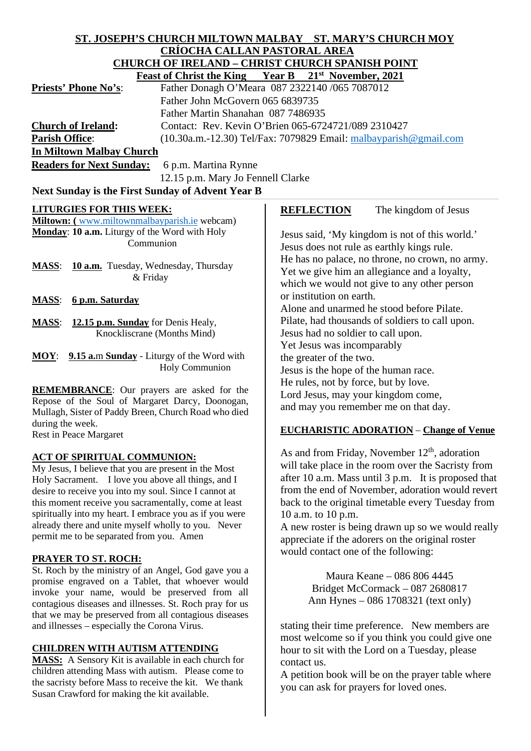**ST. JOSEPH'S CHURCH MILTOWN MALBAY ST. MARY'S CHURCH MOY**
**CRÍOCHA CALLAN PASTORAL AREA**
**CHURCH OF IRELAND – CHRIST CHURCH SPANISH POINT**
**Feast of Christ the King Year B 21st November, 2021**

**Priests' Phone No's**: Father Donagh O'Meara 087 2322140 /065 7087012
Father John McGovern 065 6839735
Father Martin Shanahan 087 7486935

**Church of Ireland:** Contact: Rev. Kevin O'Brien 065-6724721/089 2310427

**Parish Office**: (10.30a.m.-12.30) Tel/Fax: 7079829 Email: malbayparish@gmail.com

**In Miltown Malbay Church**

**Readers for Next Sunday:** 6 p.m. Martina Rynne
12.15 p.m. Mary Jo Fennell Clarke

**Next Sunday is the First Sunday of Advent Year B**

## LITURGIES FOR THIS WEEK:

**Miltown: (** www.miltownmalbayparish.ie webcam)

**Monday**: **10 a.m.** Liturgy of the Word with Holy Communion

**MASS**: **10 a.m.** Tuesday, Wednesday, Thursday & Friday

**MASS**: **6 p.m. Saturday**

**MASS**: **12.15 p.m. Sunday** for Denis Healy, Knockliscrane (Months Mind)

**MOY**: **9.15 a.m Sunday** - Liturgy of the Word with Holy Communion

**REMEMBRANCE**: Our prayers are asked for the Repose of the Soul of Margaret Darcy, Doonogan, Mullagh, Sister of Paddy Breen, Church Road who died during the week.
Rest in Peace Margaret

## ACT OF SPIRITUAL COMMUNION:

My Jesus, I believe that you are present in the Most Holy Sacrament. I love you above all things, and I desire to receive you into my soul. Since I cannot at this moment receive you sacramentally, come at least spiritually into my heart. I embrace you as if you were already there and unite myself wholly to you. Never permit me to be separated from you. Amen

## PRAYER TO ST. ROCH:

St. Roch by the ministry of an Angel, God gave you a promise engraved on a Tablet, that whoever would invoke your name, would be preserved from all contagious diseases and illnesses. St. Roch pray for us that we may be preserved from all contagious diseases and illnesses – especially the Corona Virus.

## CHILDREN WITH AUTISM ATTENDING MASS:

A Sensory Kit is available in each church for children attending Mass with autism. Please come to the sacristy before Mass to receive the kit. We thank Susan Crawford for making the kit available.

## REFLECTION The kingdom of Jesus

Jesus said, 'My kingdom is not of this world.'
Jesus does not rule as earthly kings rule.
He has no palace, no throne, no crown, no army.
Yet we give him an allegiance and a loyalty,
which we would not give to any other person
or institution on earth.
Alone and unarmed he stood before Pilate.
Pilate, had thousands of soldiers to call upon.
Jesus had no soldier to call upon.
Yet Jesus was incomparably
the greater of the two.
Jesus is the hope of the human race.
He rules, not by force, but by love.
Lord Jesus, may your kingdom come,
and may you remember me on that day.

## EUCHARISTIC ADORATION – Change of Venue

As and from Friday, November 12th, adoration will take place in the room over the Sacristy from after 10 a.m. Mass until 3 p.m. It is proposed that from the end of November, adoration would revert back to the original timetable every Tuesday from 10 a.m. to 10 p.m.
A new roster is being drawn up so we would really appreciate if the adorers on the original roster would contact one of the following:

Maura Keane – 086 806 4445
Bridget McCormack – 087 2680817
Ann Hynes – 086 1708321 (text only)

stating their time preference. New members are most welcome so if you think you could give one hour to sit with the Lord on a Tuesday, please contact us.
A petition book will be on the prayer table where you can ask for prayers for loved ones.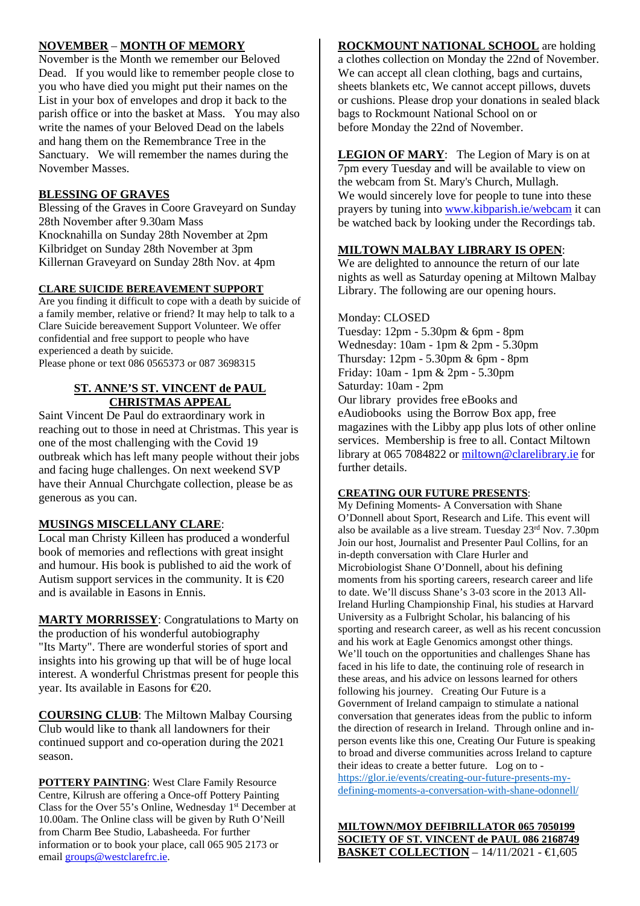## NOVEMBER – MONTH OF MEMORY

November is the Month we remember our Beloved Dead. If you would like to remember people close to you who have died you might put their names on the List in your box of envelopes and drop it back to the parish office or into the basket at Mass. You may also write the names of your Beloved Dead on the labels and hang them on the Remembrance Tree in the Sanctuary. We will remember the names during the November Masses.

## BLESSING OF GRAVES

Blessing of the Graves in Coore Graveyard on Sunday 28th November after 9.30am Mass
Knocknahilla on Sunday 28th November at 2pm
Kilbridget on Sunday 28th November at 3pm
Killernan Graveyard on Sunday 28th Nov. at 4pm

## CLARE SUICIDE BEREAVEMENT SUPPORT

Are you finding it difficult to cope with a death by suicide of a family member, relative or friend? It may help to talk to a Clare Suicide bereavement Support Volunteer. We offer confidential and free support to people who have experienced a death by suicide.
Please phone or text 086 0565373 or 087 3698315

## ST. ANNE'S ST. VINCENT de PAUL CHRISTMAS APPEAL

Saint Vincent De Paul do extraordinary work in reaching out to those in need at Christmas. This year is one of the most challenging with the Covid 19 outbreak which has left many people without their jobs and facing huge challenges. On next weekend SVP have their Annual Churchgate collection, please be as generous as you can.

**MUSINGS MISCELLANY CLARE**: Local man Christy Killeen has produced a wonderful book of memories and reflections with great insight and humour. His book is published to aid the work of Autism support services in the community. It is €20 and is available in Easons in Ennis.

**MARTY MORRISSEY**: Congratulations to Marty on the production of his wonderful autobiography "Its Marty". There are wonderful stories of sport and insights into his growing up that will be of huge local interest. A wonderful Christmas present for people this year. Its available in Easons for €20.

**COURSING CLUB**: The Miltown Malbay Coursing Club would like to thank all landowners for their continued support and co-operation during the 2021 season.

**POTTERY PAINTING**: West Clare Family Resource Centre, Kilrush are offering a Once-off Pottery Painting Class for the Over 55's Online, Wednesday 1st December at 10.00am. The Online class will be given by Ruth O'Neill from Charm Bee Studio, Labasheeda. For further information or to book your place, call 065 905 2173 or email groups@westclarefrc.ie.

**ROCKMOUNT NATIONAL SCHOOL** are holding a clothes collection on Monday the 22nd of November. We can accept all clean clothing, bags and curtains, sheets blankets etc, We cannot accept pillows, duvets or cushions. Please drop your donations in sealed black bags to Rockmount National School on or before Monday the 22nd of November.

**LEGION OF MARY**: The Legion of Mary is on at 7pm every Tuesday and will be available to view on the webcam from St. Mary's Church, Mullagh. We would sincerely love for people to tune into these prayers by tuning into www.kibparish.ie/webcam it can be watched back by looking under the Recordings tab.

**MILTOWN MALBAY LIBRARY IS OPEN**: We are delighted to announce the return of our late nights as well as Saturday opening at Miltown Malbay Library. The following are our opening hours.

Monday: CLOSED
Tuesday: 12pm - 5.30pm & 6pm - 8pm
Wednesday: 10am - 1pm & 2pm - 5.30pm
Thursday: 12pm - 5.30pm & 6pm - 8pm
Friday: 10am - 1pm & 2pm - 5.30pm
Saturday: 10am - 2pm
Our library provides free eBooks and eAudiobooks using the Borrow Box app, free magazines with the Libby app plus lots of other online services. Membership is free to all. Contact Miltown library at 065 7084822 or miltown@clarelibrary.ie for further details.

**CREATING OUR FUTURE PRESENTS**: My Defining Moments- A Conversation with Shane O'Donnell about Sport, Research and Life. This event will also be available as a live stream. Tuesday 23rd Nov. 7.30pm Join our host, Journalist and Presenter Paul Collins, for an in-depth conversation with Clare Hurler and Microbiologist Shane O'Donnell, about his defining moments from his sporting careers, research career and life to date. We'll discuss Shane's 3-03 score in the 2013 All-Ireland Hurling Championship Final, his studies at Harvard University as a Fulbright Scholar, his balancing of his sporting and research career, as well as his recent concussion and his work at Eagle Genomics amongst other things. We'll touch on the opportunities and challenges Shane has faced in his life to date, the continuing role of research in these areas, and his advice on lessons learned for others following his journey. Creating Our Future is a Government of Ireland campaign to stimulate a national conversation that generates ideas from the public to inform the direction of research in Ireland. Through online and in-person events like this one, Creating Our Future is speaking to broad and diverse communities across Ireland to capture their ideas to create a better future. Log on to - https://glor.ie/events/creating-our-future-presents-my-defining-moments-a-conversation-with-shane-odonnell/

**MILTOWN/MOY DEFIBRILLATOR 065 7050199**
**SOCIETY OF ST. VINCENT de PAUL 086 2168749**
**BASKET COLLECTION** – 14/11/2021 - €1,605